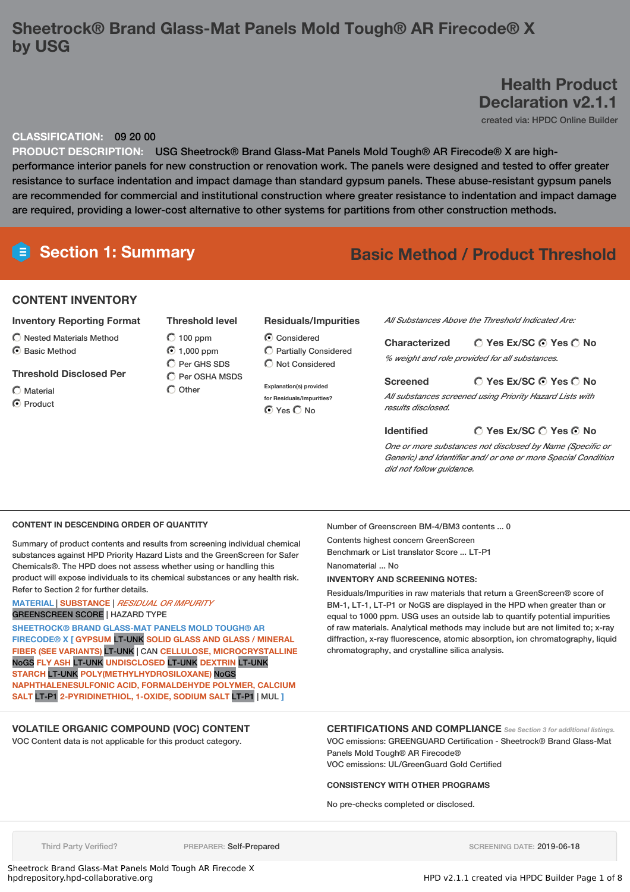# Sheetrock® Brand Glass-Mat Panels Mold Tough® AR Firecode® X by USG

## Health Product Declaration v2.1.1

created via: HPDC Online Builder

**CLASSIFICATION:** 09 20 00

**PRODUCT DESCRIPTION:** USG Sheetrock® Brand Glass-Mat Panels Mold Tough® AR Firecode® X are high-performance interior panels for new construction or renovation work. The panels were designed and tested to offer greater resistance to surface indentation and impact damage than standard gypsum panels. These abuse-resistant gypsum panels are recommended for commercial and institutional construction where greater resistance to indentation and impact damage are required, providing a lower-cost alternative to other systems for partitions from other construction methods.

## Section 1: Summary

**Basic Method / Product Threshold**

### CONTENT INVENTORY

**Inventory Reporting Format**
- ○ Nested Materials Method
- ◉ Basic Method

**Threshold Disclosed Per**
- ○ Material
- ◉ Product

**Threshold level**
- ○ 100 ppm
- ◉ 1,000 ppm
- ○ Per GHS SDS
- ○ Per OSHA MSDS
- ○ Other

**Residuals/Impurities**
- ◉ Considered
- ○ Partially Considered
- ○ Not Considered

Explanation(s) provided for Residuals/Impurities?
◉ Yes ○ No

*All Substances Above the Threshold Indicated Are:*

**Characterized** ○ Yes Ex/SC ◉ Yes ○ No
*% weight and role provided for all substances.*

**Screened** ○ Yes Ex/SC ◉ Yes ○ No
*All substances screened using Priority Hazard Lists with results disclosed.*

**Identified** ○ Yes Ex/SC ○ Yes ◉ No
*One or more substances not disclosed by Name (Specific or Generic) and Identifier and/ or one or more Special Condition did not follow guidance.*

### CONTENT IN DESCENDING ORDER OF QUANTITY

Summary of product contents and results from screening individual chemical substances against HPD Priority Hazard Lists and the GreenScreen for Safer Chemicals®. The HPD does not assess whether using or handling this product will expose individuals to its chemical substances or any health risk. Refer to Section 2 for further details.

MATERIAL | SUBSTANCE | *RESIDUAL OR IMPURITY*
GREENSCREEN SCORE | HAZARD TYPE

SHEETROCK® BRAND GLASS-MAT PANELS MOLD TOUGH® AR FIRECODE® X [ GYPSUM LT-UNK SOLID GLASS AND GLASS / MINERAL FIBER (SEE VARIANTS) LT-UNK | CAN CELLULOSE, MICROCRYSTALLINE NoGS FLY ASH LT-UNK UNDISCLOSED LT-UNK DEXTRIN LT-UNK STARCH LT-UNK POLY(METHYLHYDROSILOXANE) NoGS NAPHTHALENESULFONIC ACID, FORMALDEHYDE POLYMER, CALCIUM SALT LT-P1 2-PYRIDINETHIOL, 1-OXIDE, SODIUM SALT LT-P1 | MUL ]

Number of Greenscreen BM-4/BM3 contents ... 0

Contents highest concern GreenScreen Benchmark or List translator Score ... LT-P1

Nanomaterial ... No

**INVENTORY AND SCREENING NOTES:**

Residuals/Impurities in raw materials that return a GreenScreen® score of BM-1, LT-1, LT-P1 or NoGS are displayed in the HPD when greater than or equal to 1000 ppm. USG uses an outside lab to quantify potential impurities of raw materials. Analytical methods may include but are not limited to; x-ray diffraction, x-ray fluorescence, atomic absorption, ion chromatography, liquid chromatography, and crystalline silica analysis.

### VOLATILE ORGANIC COMPOUND (VOC) CONTENT

VOC Content data is not applicable for this product category.

### CERTIFICATIONS AND COMPLIANCE

*See Section 3 for additional listings.*

VOC emissions: GREENGUARD Certification - Sheetrock® Brand Glass-Mat Panels Mold Tough® AR Firecode®
VOC emissions: UL/GreenGuard Gold Certified

### CONSISTENCY WITH OTHER PROGRAMS

No pre-checks completed or disclosed.

Third Party Verified? | PREPARER: Self-Prepared | SCREENING DATE: 2019-06-18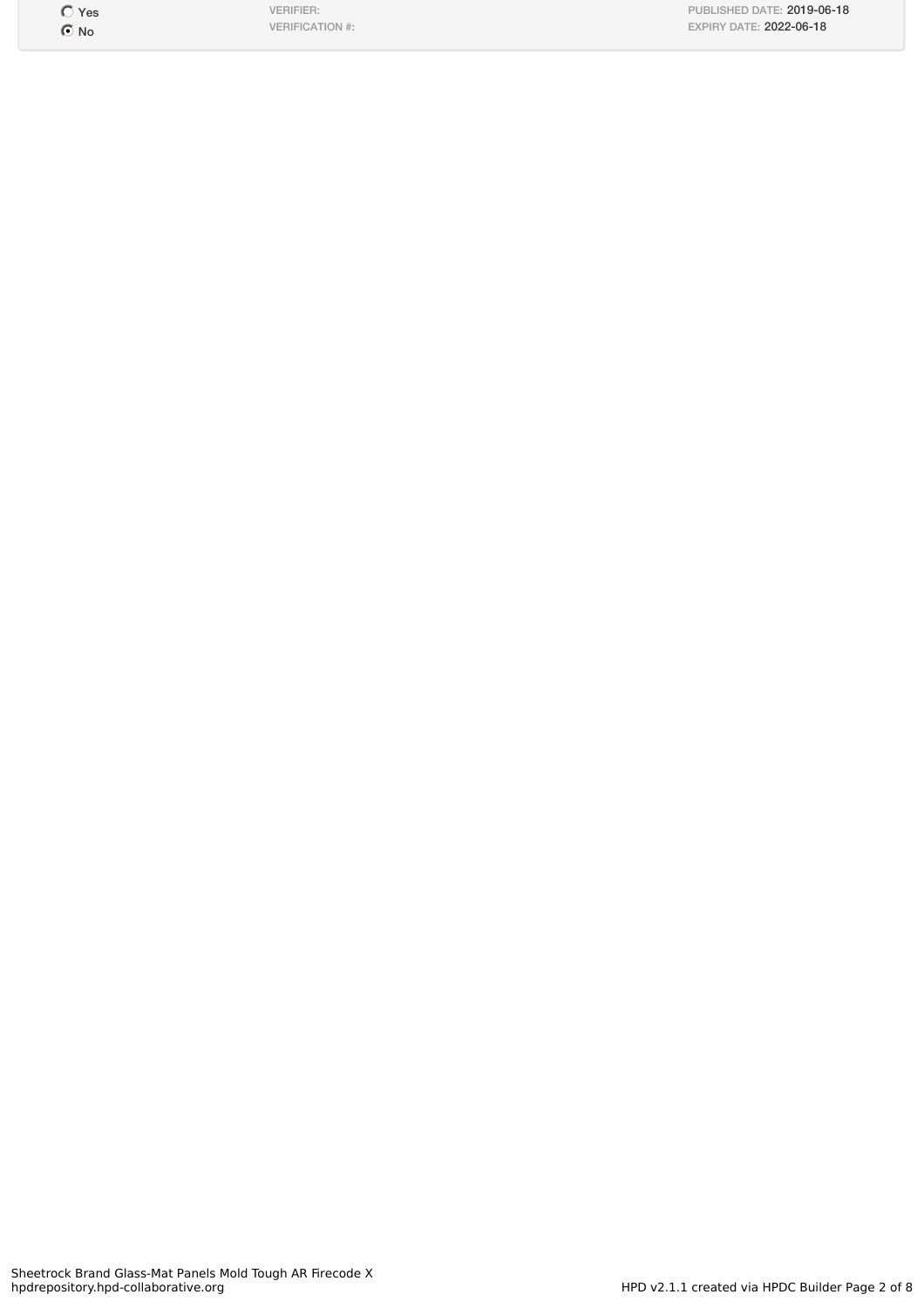| | | |
|---|---|---|
| ○ Yes<br>◉ No | VERIFIER:<br>VERIFICATION #: | PUBLISHED DATE: 2019-06-18<br>EXPIRY DATE: 2022-06-18 |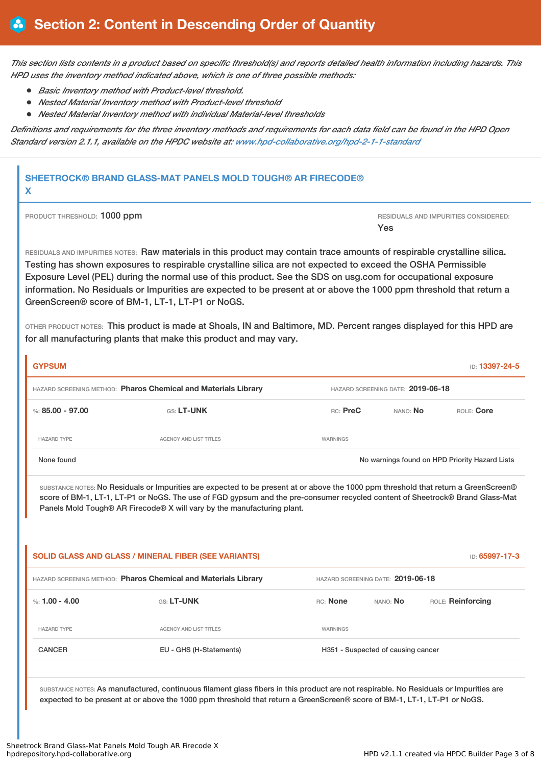# Section 2: Content in Descending Order of Quantity

*This section lists contents in a product based on specific threshold(s) and reports detailed health information including hazards. This HPD uses the inventory method indicated above, which is one of three possible methods:*

- *Basic Inventory method with Product-level threshold.*
- *Nested Material Inventory method with Product-level threshold*
- *Nested Material Inventory method with individual Material-level thresholds*

*Definitions and requirements for the three inventory methods and requirements for each data field can be found in the HPD Open Standard version 2.1.1, available on the HPDC website at: www.hpd-collaborative.org/hpd-2-1-1-standard*

## SHEETROCK® BRAND GLASS-MAT PANELS MOLD TOUGH® AR FIRECODE® X

PRODUCT THRESHOLD: 1000 ppm

RESIDUALS AND IMPURITIES CONSIDERED: Yes

RESIDUALS AND IMPURITIES NOTES: Raw materials in this product may contain trace amounts of respirable crystalline silica. Testing has shown exposures to respirable crystalline silica are not expected to exceed the OSHA Permissible Exposure Level (PEL) during the normal use of this product. See the SDS on usg.com for occupational exposure information. No Residuals or Impurities are expected to be present at or above the 1000 ppm threshold that return a GreenScreen® score of BM-1, LT-1, LT-P1 or NoGS.

OTHER PRODUCT NOTES: This product is made at Shoals, IN and Baltimore, MD. Percent ranges displayed for this HPD are for all manufacturing plants that make this product and may vary.

### GYPSUM

ID: 13397-24-5

HAZARD SCREENING METHOD: **Pharos Chemical and Materials Library** HAZARD SCREENING DATE: **2019-06-18**

%: **85.00 - 97.00** GS: **LT-UNK** RC: **PreC** NANO: **No** ROLE: **Core**

| HAZARD TYPE | AGENCY AND LIST TITLES | WARNINGS |
|---|---|---|
| None found | | No warnings found on HPD Priority Hazard Lists |

SUBSTANCE NOTES: No Residuals or Impurities are expected to be present at or above the 1000 ppm threshold that return a GreenScreen® score of BM-1, LT-1, LT-P1 or NoGS. The use of FGD gypsum and the pre-consumer recycled content of Sheetrock® Brand Glass-Mat Panels Mold Tough® AR Firecode® X will vary by the manufacturing plant.

### SOLID GLASS AND GLASS / MINERAL FIBER (SEE VARIANTS)

ID: 65997-17-3

HAZARD SCREENING METHOD: **Pharos Chemical and Materials Library** HAZARD SCREENING DATE: **2019-06-18**

%: **1.00 - 4.00** GS: **LT-UNK** RC: **None** NANO: **No** ROLE: **Reinforcing**

| HAZARD TYPE | AGENCY AND LIST TITLES | WARNINGS |
|---|---|---|
| CANCER | EU - GHS (H-Statements) | H351 - Suspected of causing cancer |

SUBSTANCE NOTES: As manufactured, continuous filament glass fibers in this product are not respirable. No Residuals or Impurities are expected to be present at or above the 1000 ppm threshold that return a GreenScreen® score of BM-1, LT-1, LT-P1 or NoGS.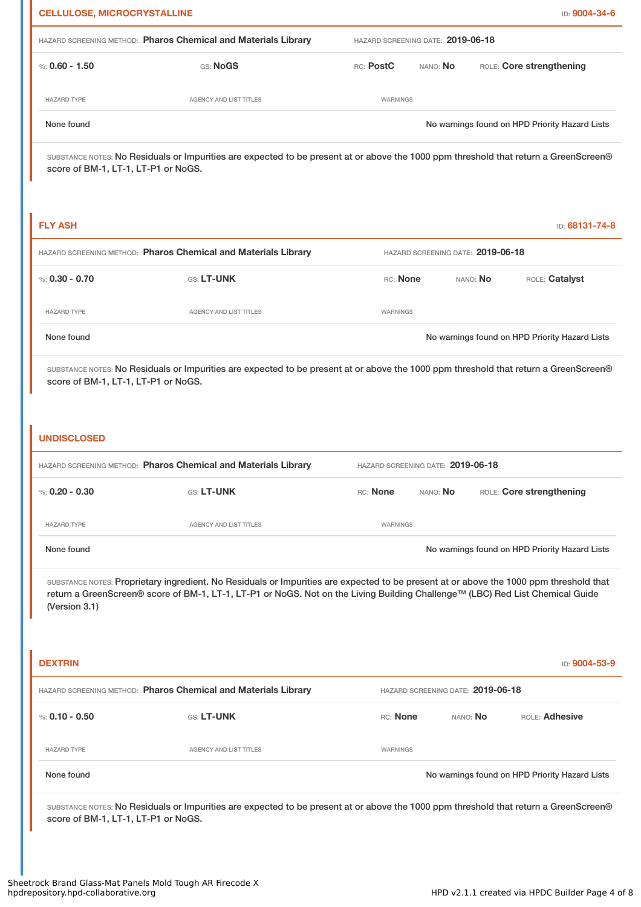## CELLULOSE, MICROCRYSTALLINE

ID: **9004-34-6**

HAZARD SCREENING METHOD: **Pharos Chemical and Materials Library** HAZARD SCREENING DATE: **2019-06-18**

%: **0.60 - 1.50** GS: **NoGS** RC: **PostC** NANO: **No** ROLE: **Core strengthening**

| HAZARD TYPE | AGENCY AND LIST TITLES | WARNINGS |
| --- | --- | --- |
| None found | | No warnings found on HPD Priority Hazard Lists |

SUBSTANCE NOTES: No Residuals or Impurities are expected to be present at or above the 1000 ppm threshold that return a GreenScreen® score of BM-1, LT-1, LT-P1 or NoGS.

## FLY ASH

ID: **68131-74-8**

HAZARD SCREENING METHOD: **Pharos Chemical and Materials Library** HAZARD SCREENING DATE: **2019-06-18**

%: **0.30 - 0.70** GS: **LT-UNK** RC: **None** NANO: **No** ROLE: **Catalyst**

| HAZARD TYPE | AGENCY AND LIST TITLES | WARNINGS |
| --- | --- | --- |
| None found | | No warnings found on HPD Priority Hazard Lists |

SUBSTANCE NOTES: No Residuals or Impurities are expected to be present at or above the 1000 ppm threshold that return a GreenScreen® score of BM-1, LT-1, LT-P1 or NoGS.

## UNDISCLOSED

HAZARD SCREENING METHOD: **Pharos Chemical and Materials Library** HAZARD SCREENING DATE: **2019-06-18**

%: **0.20 - 0.30** GS: **LT-UNK** RC: **None** NANO: **No** ROLE: **Core strengthening**

| HAZARD TYPE | AGENCY AND LIST TITLES | WARNINGS |
| --- | --- | --- |
| None found | | No warnings found on HPD Priority Hazard Lists |

SUBSTANCE NOTES: Proprietary ingredient. No Residuals or Impurities are expected to be present at or above the 1000 ppm threshold that return a GreenScreen® score of BM-1, LT-1, LT-P1 or NoGS. Not on the Living Building Challenge™ (LBC) Red List Chemical Guide (Version 3.1)

## DEXTRIN

ID: **9004-53-9**

HAZARD SCREENING METHOD: **Pharos Chemical and Materials Library** HAZARD SCREENING DATE: **2019-06-18**

%: **0.10 - 0.50** GS: **LT-UNK** RC: **None** NANO: **No** ROLE: **Adhesive**

| HAZARD TYPE | AGENCY AND LIST TITLES | WARNINGS |
| --- | --- | --- |
| None found | | No warnings found on HPD Priority Hazard Lists |

SUBSTANCE NOTES: No Residuals or Impurities are expected to be present at or above the 1000 ppm threshold that return a GreenScreen® score of BM-1, LT-1, LT-P1 or NoGS.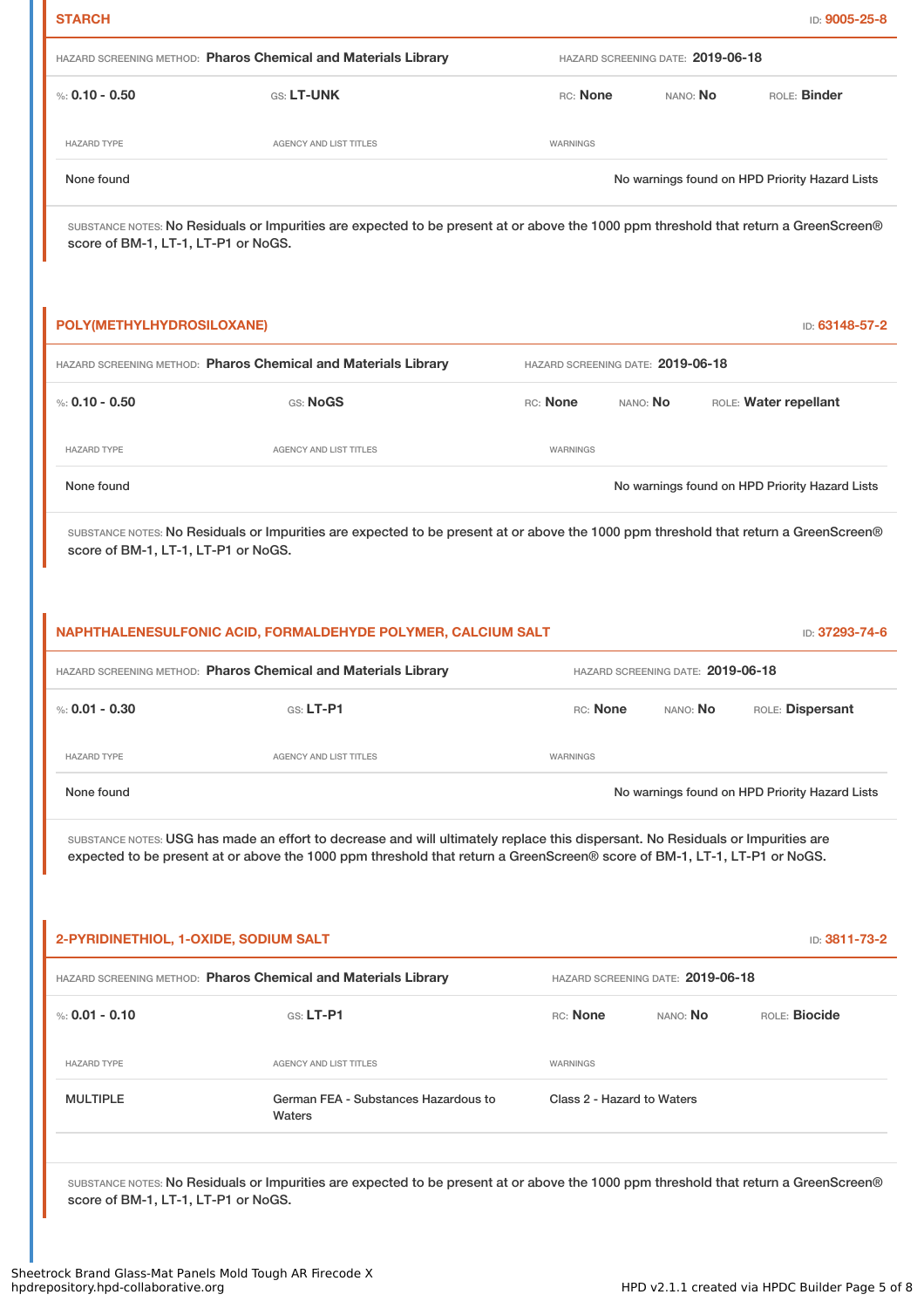## STARCH

ID: **9005-25-8**

HAZARD SCREENING METHOD: **Pharos Chemical and Materials Library** HAZARD SCREENING DATE: **2019-06-18**

%: **0.10 - 0.50** GS: **LT-UNK** RC: **None** NANO: **No** ROLE: **Binder**

| HAZARD TYPE | AGENCY AND LIST TITLES | WARNINGS |
| --- | --- | --- |
| None found | | No warnings found on HPD Priority Hazard Lists |

SUBSTANCE NOTES: No Residuals or Impurities are expected to be present at or above the 1000 ppm threshold that return a GreenScreen® score of BM-1, LT-1, LT-P1 or NoGS.

## POLY(METHYLHYDROSILOXANE)

ID: **63148-57-2**

HAZARD SCREENING METHOD: **Pharos Chemical and Materials Library** HAZARD SCREENING DATE: **2019-06-18**

%: **0.10 - 0.50** GS: **NoGS** RC: **None** NANO: **No** ROLE: **Water repellant**

| HAZARD TYPE | AGENCY AND LIST TITLES | WARNINGS |
| --- | --- | --- |
| None found | | No warnings found on HPD Priority Hazard Lists |

SUBSTANCE NOTES: No Residuals or Impurities are expected to be present at or above the 1000 ppm threshold that return a GreenScreen® score of BM-1, LT-1, LT-P1 or NoGS.

## NAPHTHALENESULFONIC ACID, FORMALDEHYDE POLYMER, CALCIUM SALT

ID: **37293-74-6**

HAZARD SCREENING METHOD: **Pharos Chemical and Materials Library** HAZARD SCREENING DATE: **2019-06-18**

%: **0.01 - 0.30** GS: **LT-P1** RC: **None** NANO: **No** ROLE: **Dispersant**

| HAZARD TYPE | AGENCY AND LIST TITLES | WARNINGS |
| --- | --- | --- |
| None found | | No warnings found on HPD Priority Hazard Lists |

SUBSTANCE NOTES: USG has made an effort to decrease and will ultimately replace this dispersant. No Residuals or Impurities are expected to be present at or above the 1000 ppm threshold that return a GreenScreen® score of BM-1, LT-1, LT-P1 or NoGS.

## 2-PYRIDINETHIOL, 1-OXIDE, SODIUM SALT

ID: **3811-73-2**

HAZARD SCREENING METHOD: **Pharos Chemical and Materials Library** HAZARD SCREENING DATE: **2019-06-18**

%: **0.01 - 0.10** GS: **LT-P1** RC: **None** NANO: **No** ROLE: **Biocide**

| HAZARD TYPE | AGENCY AND LIST TITLES | WARNINGS |
| --- | --- | --- |
| MULTIPLE | German FEA - Substances Hazardous to Waters | Class 2 - Hazard to Waters |

SUBSTANCE NOTES: No Residuals or Impurities are expected to be present at or above the 1000 ppm threshold that return a GreenScreen® score of BM-1, LT-1, LT-P1 or NoGS.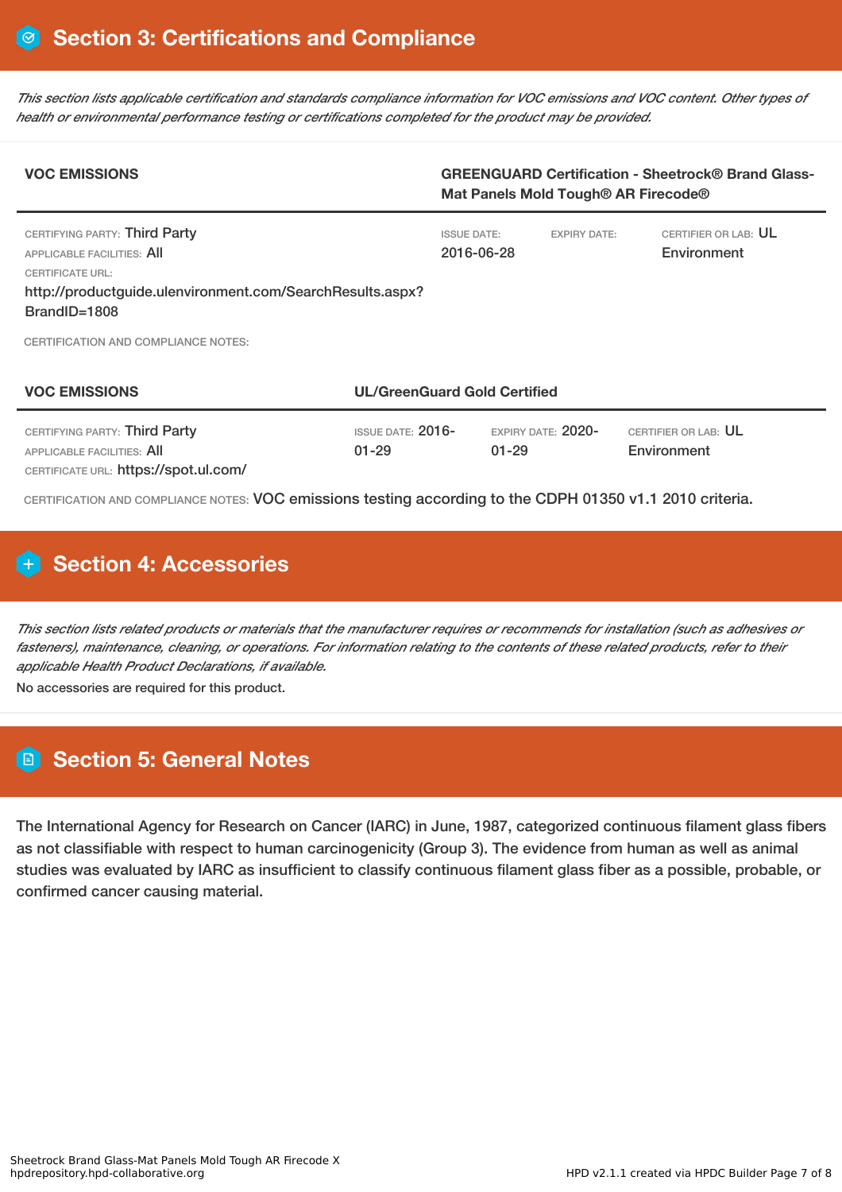## Section 3: Certifications and Compliance

*This section lists applicable certification and standards compliance information for VOC emissions and VOC content. Other types of health or environmental performance testing or certifications completed for the product may be provided.*

| **VOC EMISSIONS** | **GREENGUARD Certification - Sheetrock® Brand Glass-Mat Panels Mold Tough® AR Firecode®** | | |
|---|---|---|---|
| CERTIFYING PARTY: Third Party<br>APPLICABLE FACILITIES: All<br>CERTIFICATE URL:<br>http://productguide.ulenvironment.com/SearchResults.aspx?BrandID=1808 | ISSUE DATE: 2016-06-28 | EXPIRY DATE: | CERTIFIER OR LAB: UL Environment |

CERTIFICATION AND COMPLIANCE NOTES:

| **VOC EMISSIONS** | **UL/GreenGuard Gold Certified** | | |
|---|---|---|---|
| CERTIFYING PARTY: Third Party<br>APPLICABLE FACILITIES: All<br>CERTIFICATE URL: https://spot.ul.com/ | ISSUE DATE: 2016-01-29 | EXPIRY DATE: 2020-01-29 | CERTIFIER OR LAB: UL Environment |

CERTIFICATION AND COMPLIANCE NOTES: VOC emissions testing according to the CDPH 01350 v1.1 2010 criteria.

## Section 4: Accessories

*This section lists related products or materials that the manufacturer requires or recommends for installation (such as adhesives or fasteners), maintenance, cleaning, or operations. For information relating to the contents of these related products, refer to their applicable Health Product Declarations, if available.*

No accessories are required for this product.

## Section 5: General Notes

The International Agency for Research on Cancer (IARC) in June, 1987, categorized continuous filament glass fibers as not classifiable with respect to human carcinogenicity (Group 3). The evidence from human as well as animal studies was evaluated by IARC as insufficient to classify continuous filament glass fiber as a possible, probable, or confirmed cancer causing material.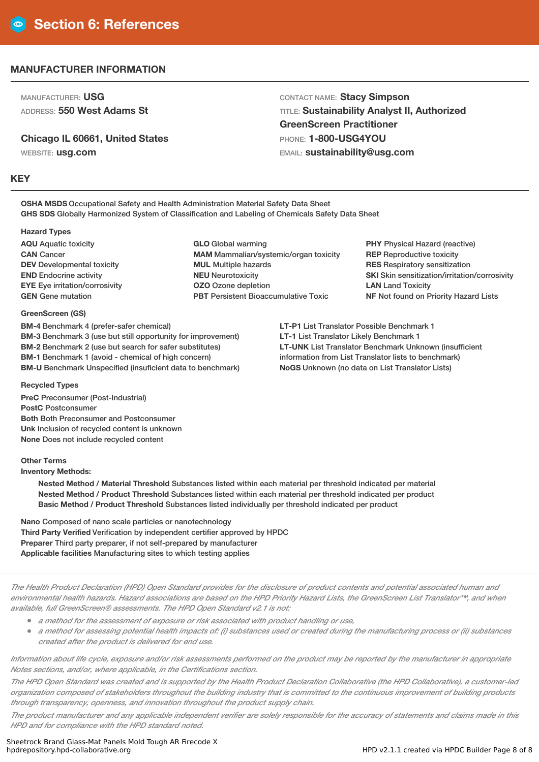# Section 6: References

## MANUFACTURER INFORMATION

MANUFACTURER: **USG**
ADDRESS: **550 West Adams St**

**Chicago IL 60661, United States**
WEBSITE: **usg.com**

CONTACT NAME: **Stacy Simpson**
TITLE: **Sustainability Analyst II, Authorized GreenScreen Practitioner**
PHONE: **1-800-USG4YOU**
EMAIL: **sustainability@usg.com**

## KEY

**OSHA MSDS** Occupational Safety and Health Administration Material Safety Data Sheet
**GHS SDS** Globally Harmonized System of Classification and Labeling of Chemicals Safety Data Sheet

### Hazard Types

**AQU** Aquatic toxicity
**CAN** Cancer
**DEV** Developmental toxicity
**END** Endocrine activity
**EYE** Eye irritation/corrosivity
**GEN** Gene mutation
**GLO** Global warming
**MAM** Mammalian/systemic/organ toxicity
**MUL** Multiple hazards
**NEU** Neurotoxicity
**OZO** Ozone depletion
**PBT** Persistent Bioaccumulative Toxic
**PHY** Physical Hazard (reactive)
**REP** Reproductive toxicity
**RES** Respiratory sensitization
**SKI** Skin sensitization/irritation/corrosivity
**LAN** Land Toxicity
**NF** Not found on Priority Hazard Lists

### GreenScreen (GS)

**BM-4** Benchmark 4 (prefer-safer chemical)
**BM-3** Benchmark 3 (use but still opportunity for improvement)
**BM-2** Benchmark 2 (use but search for safer substitutes)
**BM-1** Benchmark 1 (avoid - chemical of high concern)
**BM-U** Benchmark Unspecified (insuficient data to benchmark)
**LT-P1** List Translator Possible Benchmark 1
**LT-1** List Translator Likely Benchmark 1
**LT-UNK** List Translator Benchmark Unknown (insufficient information from List Translator lists to benchmark)
**NoGS** Unknown (no data on List Translator Lists)

### Recycled Types

**PreC** Preconsumer (Post-Industrial)
**PostC** Postconsumer
**Both** Both Preconsumer and Postconsumer
**Unk** Inclusion of recycled content is unknown
**None** Does not include recycled content

### Other Terms

**Inventory Methods:**

- **Nested Method / Material Threshold** Substances listed within each material per threshold indicated per material
- **Nested Method / Product Threshold** Substances listed within each material per threshold indicated per product
- **Basic Method / Product Threshold** Substances listed individually per threshold indicated per product

**Nano** Composed of nano scale particles or nanotechnology
**Third Party Verified** Verification by independent certifier approved by HPDC
**Preparer** Third party preparer, if not self-prepared by manufacturer
**Applicable facilities** Manufacturing sites to which testing applies

*The Health Product Declaration (HPD) Open Standard provides for the disclosure of product contents and potential associated human and environmental health hazards. Hazard associations are based on the HPD Priority Hazard Lists, the GreenScreen List Translator™, and when available, full GreenScreen® assessments. The HPD Open Standard v2.1 is not:*

- *a method for the assessment of exposure or risk associated with product handling or use,*
- *a method for assessing potential health impacts of: (i) substances used or created during the manufacturing process or (ii) substances created after the product is delivered for end use.*

*Information about life cycle, exposure and/or risk assessments performed on the product may be reported by the manufacturer in appropriate Notes sections, and/or, where applicable, in the Certifications section.*

*The HPD Open Standard was created and is supported by the Health Product Declaration Collaborative (the HPD Collaborative), a customer-led organization composed of stakeholders throughout the building industry that is committed to the continuous improvement of building products through transparency, openness, and innovation throughout the product supply chain.*

*The product manufacturer and any applicable independent verifier are solely responsible for the accuracy of statements and claims made in this HPD and for compliance with the HPD standard noted.*